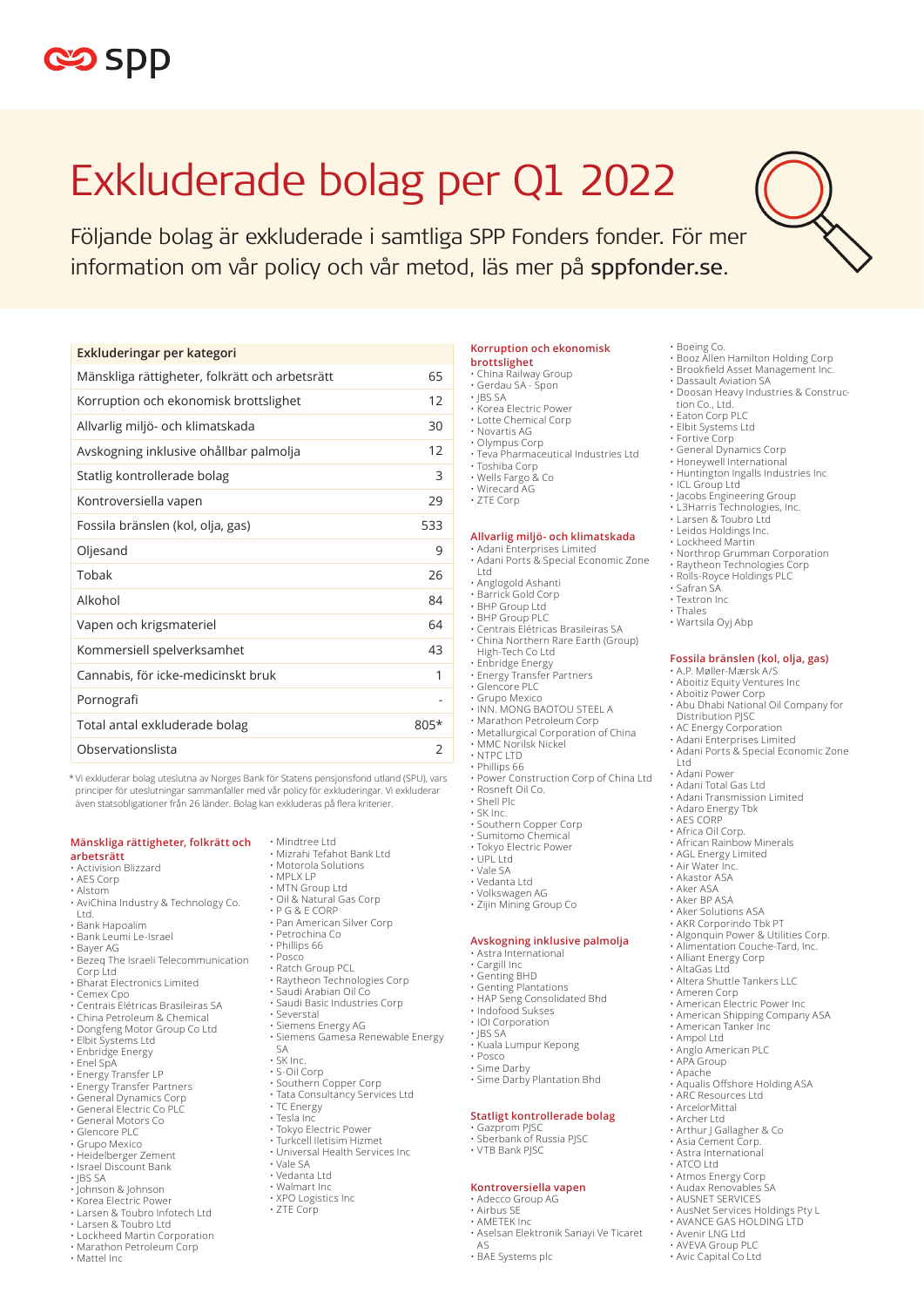spp

# Exkluderade bolag per Q1 2022

Följande bolag är exkluderade i samtliga SPP Fonders fonder. För mer information om vår policy och vår metod, läs mer på **sppfonder.se**.

| Exkluderingar per kategori | |
|---|---|
| Mänskliga rättigheter, folkrätt och arbetsrätt | 65 |
| Korruption och ekonomisk brottslighet | 12 |
| Allvarlig miljö- och klimatskada | 30 |
| Avskogning inklusive ohållbar palmolja | 12 |
| Statlig kontrollerade bolag | 3 |
| Kontroversiella vapen | 29 |
| Fossila bränslen (kol, olja, gas) | 533 |
| Oljesand | 9 |
| Tobak | 26 |
| Alkohol | 84 |
| Vapen och krigsmateriel | 64 |
| Kommersiell spelverksamhet | 43 |
| Cannabis, för icke-medicinskt bruk | 1 |
| Pornografi | - |
| Total antal exkluderade bolag | 805* |
| Observationslista | 2 |

* Vi exkluderar bolag uteslutna av Norges Bank för Statens pensjonsfond utland (SPU), vars principer för uteslutningar sammanfaller med vår policy för exkluderingar. Vi exkluderar även statsobligationer från 26 länder. Bolag kan exkluderas på flera kriterier.

## Mänskliga rättigheter, folkrätt och arbetsrätt

- Activision Blizzard
- AES Corp
- Alstom
- AviChina Industry & Technology Co. Ltd.
- Bank Hapoalim
- Bank Leumi Le-Israel
- Bayer AG
- Bezeq The Israeli Telecommunication Corp Ltd
- Bharat Electronics Limited
- Cemex Cpo
- Centrais Elétricas Brasileiras SA
- China Petroleum & Chemical
- Dongfeng Motor Group Co Ltd
- Elbit Systems Ltd
- Enbridge Energy
- Enel SpA
- Energy Transfer LP
- Energy Transfer Partners
- General Dynamics Corp
- General Electric Co PLC
- General Motors Co
- Glencore PLC
- Grupo Mexico
- Heidelberger Zement
- Israel Discount Bank
- JBS SA
- Johnson & Johnson
- Korea Electric Power
- Larsen & Toubro Infotech Ltd
- Larsen & Toubro Ltd
- Lockheed Martin Corporation
- Marathon Petroleum Corp
- Mattel Inc
- Mindtree Ltd
- Mizrahi Tefahot Bank Ltd
- Motorola Solutions
- MPLX LP
- MTN Group Ltd
- Oil & Natural Gas Corp
- P G & E CORP
- Pan American Silver Corp
- Petrochina Co
- Phillips 66
- Posco
- Ratch Group PCL
- Raytheon Technologies Corp
- Saudi Arabian Oil Co
- Saudi Basic Industries Corp
- Severstal
- Siemens Energy AG
- Siemens Gamesa Renewable Energy SA
- SK Inc.
- S-Oil Corp
- Southern Copper Corp
- Tata Consultancy Services Ltd
- TC Energy
- Tesla Inc
- Tokyo Electric Power
- Turkcell Iletisim Hizmet
- Universal Health Services Inc
- Vale SA
- Vedanta Ltd
- Walmart Inc
- XPO Logistics Inc
- ZTE Corp

## Korruption och ekonomisk brottslighet

- China Railway Group
- Gerdau SA - Spon
- JBS SA
- Korea Electric Power
- Lotte Chemical Corp
- Novartis AG
- Olympus Corp
- Teva Pharmaceutical Industries Ltd
- Toshiba Corp
- Wells Fargo & Co
- Wirecard AG
- ZTE Corp

## Allvarlig miljö- och klimatskada

- Adani Enterprises Limited
- Adani Ports & Special Economic Zone Ltd
- Anglogold Ashanti
- Barrick Gold Corp
- BHP Group Ltd
- BHP Group PLC
- Centrais Elétricas Brasileiras SA
- China Northern Rare Earth (Group) High-Tech Co Ltd
- Enbridge Energy
- Energy Transfer Partners
- Glencore PLC
- Grupo Mexico
- INN. MONG BAOTOU STEEL A
- Marathon Petroleum Corp
- Metallurgical Corporation of China
- MMC Norilsk Nickel
- NTPC LTD
- Phillips 66
- Power Construction Corp of China Ltd
- Rosneft Oil Co.
- Shell Plc
- SK Inc.
- Southern Copper Corp
- Sumitomo Chemical
- Tokyo Electric Power
- UPL Ltd
- Vale SA
- Vedanta Ltd
- Volkswagen AG
- Zijin Mining Group Co

## Avskogning inklusive palmolja

- Astra International
- Cargill Inc
- Genting BHD
- Genting Plantations
- HAP Seng Consolidated Bhd
- Indofood Sukses
- IOI Corporation
- JBS SA
- Kuala Lumpur Kepong
- Posco
- Sime Darby
- Sime Darby Plantation Bhd

## Statligt kontrollerade bolag

- Gazprom PJSC
- Sberbank of Russia PJSC
- VTB Bank PJSC

## Kontroversiella vapen

- Adecco Group AG
- Airbus SE
- AMETEK Inc
- Aselsan Elektronik Sanayi Ve Ticaret AS
- BAE Systems plc
- Boeing Co.
- Booz Allen Hamilton Holding Corp
- Brookfield Asset Management Inc.
- Dassault Aviation SA
- Doosan Heavy Industries & Construction Co., Ltd.
- Eaton Corp PLC
- Elbit Systems Ltd
- Fortive Corp
- General Dynamics Corp
- Honeywell International
- Huntington Ingalls Industries Inc
- ICL Group Ltd
- Jacobs Engineering Group
- L3Harris Technologies, Inc.
- Larsen & Toubro Ltd
- Leidos Holdings Inc.
- Lockheed Martin
- Northrop Grumman Corporation
- Raytheon Technologies Corp
- Rolls-Royce Holdings PLC
- Safran SA
- Textron Inc
- Thales
- Wartsila Oyj Abp

## Fossila bränslen (kol, olja, gas)

- A.P. Møller-Mærsk A/S
- Aboitiz Equity Ventures Inc
- Aboitiz Power Corp
- Abu Dhabi National Oil Company for Distribution PJSC
- AC Energy Corporation
- Adani Enterprises Limited
- Adani Ports & Special Economic Zone Ltd
- Adani Power
- Adani Total Gas Ltd
- Adani Transmission Limited
- Adaro Energy Tbk
- AES CORP
- Africa Oil Corp.
- African Rainbow Minerals
- AGL Energy Limited
- Air Water Inc.
- Akastor ASA
- Aker ASA
- Aker BP ASA
- Aker Solutions ASA
- AKR Corporindo Tbk PT
- Algonquin Power & Utilities Corp.
- Alimentation Couche-Tard, Inc.
- Alliant Energy Corp
- AltaGas Ltd
- Altera Shuttle Tankers LLC
- Ameren Corp
- American Electric Power Inc
- American Shipping Company ASA
- American Tanker Inc
- Ampol Ltd
- Anglo American PLC
- APA Group
- Apache
- Aqualis Offshore Holding ASA
- ARC Resources Ltd
- ArcelorMittal
- Archer Ltd
- Arthur J Gallagher & Co
- Asia Cement Corp.
- Astra International
- ATCO Ltd
- Atmos Energy Corp
- Audax Renovables SA
- AUSNET SERVICES
- AusNet Services Holdings Pty L
- AVANCE GAS HOLDING LTD
- Avenir LNG Ltd
- AVEVA Group PLC
- Avic Capital Co Ltd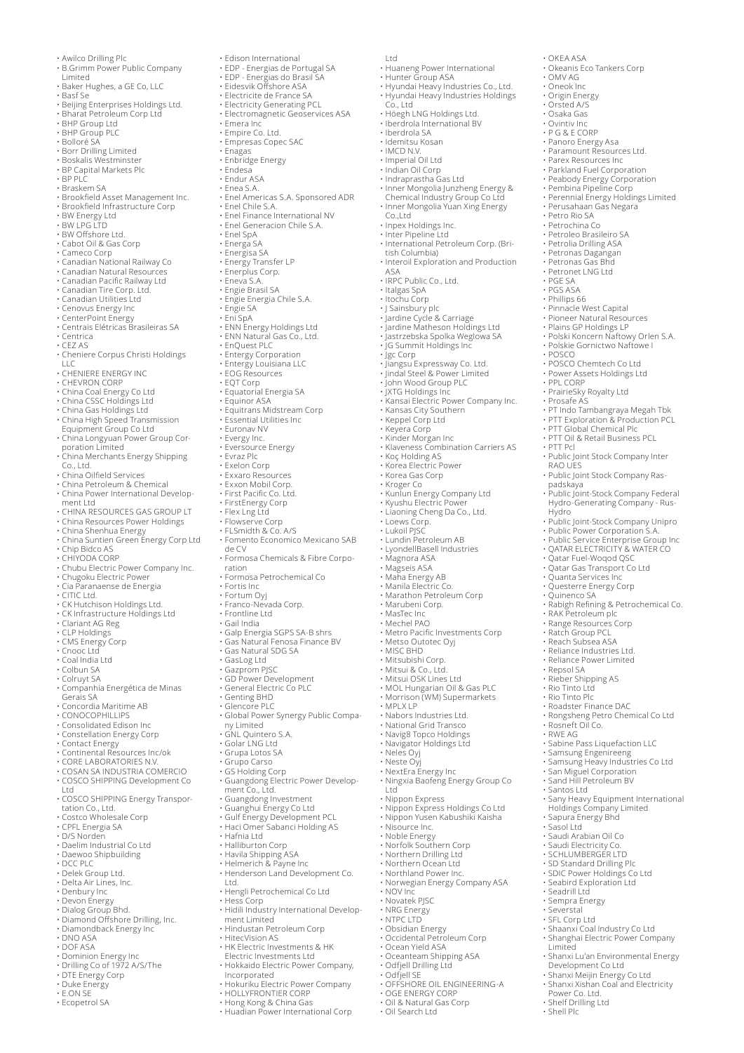- Awilco Drilling Plc
- B.Grimm Power Public Company Limited
- Baker Hughes, a GE Co, LLC
- Basf Se
- Beijing Enterprises Holdings Ltd.
- Bharat Petroleum Corp Ltd
- BHP Group Ltd
- BHP Group PLC
- Bolloré SA
- Borr Drilling Limited
- Boskalis Westminster
- BP Capital Markets Plc
- BP PLC
- Braskem SA
- Brookfield Asset Management Inc.
- Brookfield Infrastructure Corp
- BW Energy Ltd
- BW LPG LTD
- BW Offshore Ltd.
- Cabot Oil & Gas Corp
- Cameco Corp
- Canadian National Railway Co
- Canadian Natural Resources
- Canadian Pacific Railway Ltd
- Canadian Tire Corp. Ltd.
- Canadian Utilities Ltd
- Cenovus Energy Inc
- CenterPoint Energy
- Centrais Elétricas Brasileiras SA
- Centrica
- CEZ AS
- Cheniere Corpus Christi Holdings LLC
- CHENIERE ENERGY INC
- CHEVRON CORP
- China Coal Energy Co Ltd
- China CSSC Holdings Ltd
- China Gas Holdings Ltd
- China High Speed Transmission Equipment Group Co Ltd
- China Longyuan Power Group Corporation Limited
- China Merchants Energy Shipping Co., Ltd.
- China Oilfield Services
- China Petroleum & Chemical
- China Power International Development Ltd
- CHINA RESOURCES GAS GROUP LT
- China Resources Power Holdings
- China Shenhua Energy
- China Suntien Green Energy Corp Ltd
- Chip Bidco AS
- CHIYODA CORP
- Chubu Electric Power Company Inc.
- Chugoku Electric Power
- Cia Paranaense de Energia
- CITIC Ltd.
- CK Hutchison Holdings Ltd.
- CK Infrastructure Holdings Ltd
- Clariant AG Reg
- CLP Holdings
- CMS Energy Corp
- Cnooc Ltd
- Coal India Ltd
- Colbun SA
- Colruyt SA
- Companhia Energética de Minas Gerais SA
- Concordia Maritime AB
- CONOCOPHILLIPS
- Consolidated Edison Inc
- Constellation Energy Corp
- Contact Energy
- Continental Resources Inc/ok
- CORE LABORATORIES N.V.
- COSAN SA INDUSTRIA COMERCIO
- COSCO SHIPPING Development Co Ltd
- COSCO SHIPPING Energy Transportation Co., Ltd.
- Costco Wholesale Corp
- CPFL Energia SA
- D/S Norden
- Daelim Industrial Co Ltd
- Daewoo Shipbuilding
- DCC PLC
- Delek Group Ltd.
- Delta Air Lines, Inc.
- Denbury Inc
- Devon Energy
- Dialog Group Bhd.
- Diamond Offshore Drilling, Inc.
- Diamondback Energy Inc
- DNO ASA
- DOF ASA
- Dominion Energy Inc
- Drilling Co of 1972 A/S/The
- DTE Energy Corp
- Duke Energy
- E.ON SE
- Ecopetrol SA
- Edison International
- EDP - Energias de Portugal SA
- EDP - Energias do Brasil SA
- Eidesvik Offshore ASA
- Electricite de France SA
- Electricity Generating PCL
- Electromagnetic Geoservices ASA
- Emera Inc
- Empire Co. Ltd.
- Empresas Copec SAC
- Enagas
- Enbridge Energy
- Endesa
- Endur ASA
- Enea S.A.
- Enel Americas S.A. Sponsored ADR
- Enel Chile S.A.
- Enel Finance International NV
- Enel Generacion Chile S.A.
- Enel SpA
- Energa SA
- Energisa SA
- Energy Transfer LP
- Enerplus Corp.
- Eneva S.A.
- Engie Brasil SA
- Engie Energia Chile S.A.
- Engie SA
- Eni SpA
- ENN Energy Holdings Ltd
- ENN Natural Gas Co., Ltd.
- EnQuest PLC
- Entergy Corporation
- Entergy Louisiana LLC
- EOG Resources
- EQT Corp
- Equatorial Energia SA
- Equinor ASA
- Equitrans Midstream Corp
- Essential Utilities Inc
- Euronav NV
- Evergy Inc.
- Eversource Energy
- Evraz Plc
- Exelon Corp
- Exxaro Resources
- Exxon Mobil Corp.
- First Pacific Co. Ltd.
- FirstEnergy Corp
- Flex Lng Ltd
- Flowserve Corp
- FLSmidth & Co. A/S
- Fomento Economico Mexicano SAB de CV
- Formosa Chemicals & Fibre Corporation
- Formosa Petrochemical Co
- Fortis Inc
- Fortum Oyj
- Franco-Nevada Corp.
- Frontline Ltd
- Gail India
- Galp Energia SGPS SA-B shrs
- Gas Natural Fenosa Finance BV
- Gas Natural SDG SA
- GasLog Ltd
- Gazprom PJSC
- GD Power Development
- General Electric Co PLC
- Genting BHD
- Glencore PLC
- Global Power Synergy Public Company Limited
- GNL Quintero S.A.
- Golar LNG Ltd
- Grupa Lotos SA
- Grupo Carso
- GS Holding Corp
- Guangdong Electric Power Development Co., Ltd.
- Guangdong Investment
- Guanghui Energy Co Ltd
- Gulf Energy Development PCL
- Haci Omer Sabanci Holding AS
- Hafnia Ltd
- Halliburton Corp
- Havila Shipping ASA
- Helmerich & Payne Inc
- Henderson Land Development Co. Ltd.
- Hengli Petrochemical Co Ltd
- Hess Corp
- Hidili Industry International Development Limited
- Hindustan Petroleum Corp
- HitecVision AS
- HK Electric Investments & HK Electric Investments Ltd
- Hokkaido Electric Power Company, Incorporated
- Hokuriku Electric Power Company
- HOLLYFRONTIER CORP
- Hong Kong & China Gas
- Huadian Power International Corp Ltd
- Huaneng Power International
- Hunter Group ASA
- Hyundai Heavy Industries Co., Ltd.
- Hyundai Heavy Industries Holdings Co., Ltd
- Höegh LNG Holdings Ltd.
- Iberdrola International BV
- Iberdrola SA
- Idemitsu Kosan
- IMCD N.V.
- Imperial Oil Ltd
- Indian Oil Corp
- Indraprastha Gas Ltd
- Inner Mongolia Junzheng Energy & Chemical Industry Group Co Ltd
- Inner Mongolia Yuan Xing Energy Co.,Ltd
- Inpex Holdings Inc.
- Inter Pipeline Ltd
- International Petroleum Corp. (British Columbia)
- Interoil Exploration and Production ASA
- IRPC Public Co., Ltd.
- Italgas SpA
- Itochu Corp
- J Sainsbury plc
- Jardine Cycle & Carriage
- Jardine Matheson Holdings Ltd
- Jastrzebska Spolka Weglowa SA
- JG Summit Holdings Inc
- Jgc Corp
- Jiangsu Expressway Co. Ltd.
- Jindal Steel & Power Limited
- John Wood Group PLC
- JXTG Holdings Inc
- Kansai Electric Power Company Inc.
- Kansas City Southern
- Keppel Corp Ltd
- Keyera Corp
- Kinder Morgan Inc
- Klaveness Combination Carriers AS
- Koç Holding AS
- Korea Electric Power
- Korea Gas Corp
- Kroger Co
- Kunlun Energy Company Ltd
- Kyushu Electric Power
- Liaoning Cheng Da Co., Ltd.
- Loews Corp.
- Lukoil PJSC
- Lundin Petroleum AB
- LyondellBasell Industries
- Magnora ASA
- Magseis ASA
- Maha Energy AB
- Manila Electric Co.
- Marathon Petroleum Corp
- Marubeni Corp.
- MasTec Inc
- Mechel PAO
- Metro Pacific Investments Corp
- Metso Outotec Oyj
- MISC BHD
- Mitsubishi Corp.
- Mitsui & Co., Ltd.
- Mitsui OSK Lines Ltd
- MOL Hungarian Oil & Gas PLC
- Morrison (WM) Supermarkets
- MPLX LP
- Nabors Industries Ltd.
- National Grid Transco
- Navig8 Topco Holdings
- Navigator Holdings Ltd
- Neles Oyj
- Neste Oyj
- NextEra Energy Inc
- Ningxia Baofeng Energy Group Co Ltd
- Nippon Express
- Nippon Express Holdings Co Ltd
- Nippon Yusen Kabushiki Kaisha
- Nisource Inc.
- Noble Energy
- Norfolk Southern Corp
- Northern Drilling Ltd
- Northern Ocean Ltd
- Northland Power Inc.
- Norwegian Energy Company ASA
- NOV Inc
- Novatek PJSC
- NRG Energy
- NTPC LTD
- Obsidian Energy
- Occidental Petroleum Corp
- Ocean Yield ASA
- Oceanteam Shipping ASA
- Odfjell Drilling Ltd
- Odfjell SE
- OFFSHORE OIL ENGINEERING-A
- OGE ENERGY CORP
- Oil & Natural Gas Corp
- Oil Search Ltd
- OKEA ASA
- Okeanis Eco Tankers Corp
- OMV AG
- Oneok Inc
- Origin Energy
- Orsted A/S
- Osaka Gas
- Ovintiv Inc
- P G & E CORP
- Panoro Energy Asa
- Paramount Resources Ltd.
- Parex Resources Inc
- Parkland Fuel Corporation
- Peabody Energy Corporation
- Pembina Pipeline Corp
- Perennial Energy Holdings Limited
- Perusahaan Gas Negara
- Petro Rio SA
- Petrochina Co
- Petroleo Brasileiro SA
- Petrolia Drilling ASA
- Petronas Dagangan
- Petronas Gas Bhd
- Petronet LNG Ltd
- PGE SA
- PGS ASA
- Phillips 66
- Pinnacle West Capital
- Pioneer Natural Resources
- Plains GP Holdings LP
- Polski Koncern Naftowy Orlen S.A.
- Polskie Gornictwo Naftowe I
- POSCO
- POSCO Chemtech Co Ltd
- Power Assets Holdings Ltd
- PPL CORP
- PrairieSky Royalty Ltd
- Prosafe AS
- PT Indo Tambangraya Megah Tbk
- PTT Exploration & Production PCL
- PTT Global Chemical Plc
- PTT Oil & Retail Business PCL
- PTT Pcl
- Public Joint Stock Company Inter RAO UES
- Public Joint Stock Company Raspadskaya
- Public Joint-Stock Company Federal Hydro-Generating Company - RusHydro
- Public Joint-Stock Company Unipro
- Public Power Corporation S.A.
- Public Service Enterprise Group Inc
- QATAR ELECTRICITY & WATER CO
- Qatar Fuel-Woqod QSC
- Qatar Gas Transport Co Ltd
- Quanta Services Inc
- Questerre Energy Corp
- Quinenco SA
- Rabigh Refining & Petrochemical Co.
- RAK Petroleum plc
- Range Resources Corp
- Ratch Group PCL
- Reach Subsea ASA
- Reliance Industries Ltd.
- Reliance Power Limited
- Repsol SA
- Rieber Shipping AS
- Rio Tinto Ltd
- Rio Tinto Plc
- Roadster Finance DAC
- Rongsheng Petro Chemical Co Ltd
- Rosneft Oil Co.
- RWE AG
- Sabine Pass Liquefaction LLC
- Samsung Engenireeng
- Samsung Heavy Industries Co Ltd
- San Miguel Corporation
- Sand Hill Petroleum BV
- Santos Ltd
- Sany Heavy Equipment International Holdings Company Limited
- Sapura Energy Bhd
- Sasol Ltd
- Saudi Arabian Oil Co
- Saudi Electricity Co.
- SCHLUMBERGER LTD
- SD Standard Drilling Plc
- SDIC Power Holdings Co Ltd
- Seabird Exploration Ltd
- Seadrill Ltd
- Sempra Energy
- Severstal
- SFL Corp Ltd
- Shaanxi Coal Industry Co Ltd
- Shanghai Electric Power Company Limited
- Shanxi Lu'an Environmental Energy Development Co Ltd
- Shanxi Meijin Energy Co Ltd
- Shanxi Xishan Coal and Electricity Power Co. Ltd.
- Shelf Drilling Ltd
- Shell Plc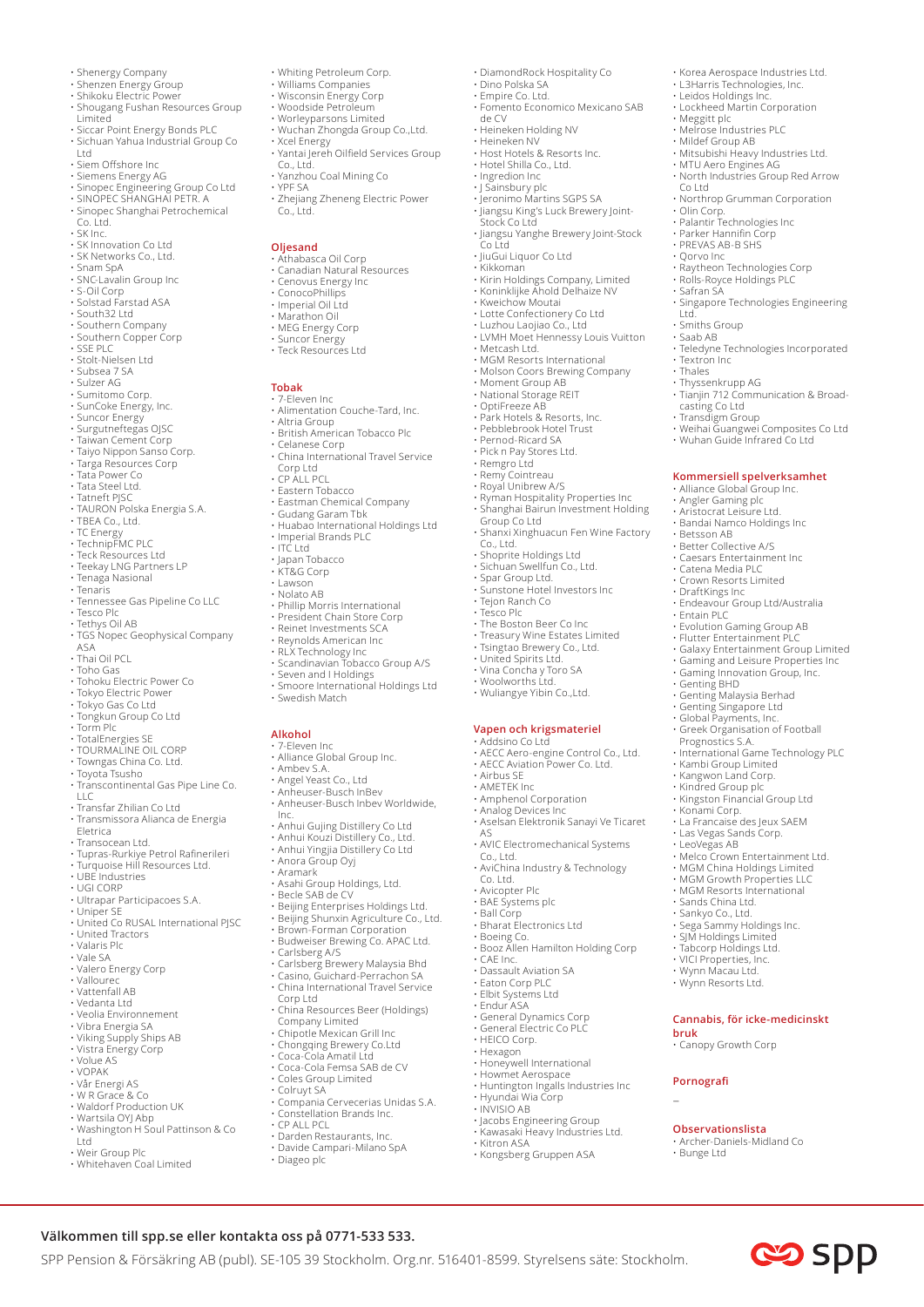- Shenergy Company
- Shenzen Energy Group
- Shikoku Electric Power
- Shougang Fushan Resources Group Limited
- Siccar Point Energy Bonds PLC
- Sichuan Yahua Industrial Group Co Ltd
- Siem Offshore Inc
- Siemens Energy AG
- Sinopec Engineering Group Co Ltd
- SINOPEC SHANGHAI PETR. A
- Sinopec Shanghai Petrochemical Co. Ltd.
- SK Inc.
- SK Innovation Co Ltd
- SK Networks Co., Ltd.
- Snam SpA
- SNC-Lavalin Group Inc
- S-Oil Corp
- Solstad Farstad ASA
- South32 Ltd
- Southern Company
- Southern Copper Corp
- SSE PLC
- Stolt-Nielsen Ltd
- Subsea 7 SA
- Sulzer AG
- Sumitomo Corp.
- SunCoke Energy, Inc.
- Suncor Energy
- Surgutneftegas OJSC
- Taiwan Cement Corp
- Taiyo Nippon Sanso Corp.
- Targa Resources Corp
- Tata Power Co
- Tata Steel Ltd.
- Tatneft PJSC
- TAURON Polska Energia S.A.
- TBEA Co., Ltd.
- TC Energy
- TechnipFMC PLC
- Teck Resources Ltd
- Teekay LNG Partners LP
- Tenaga Nasional
- Tenaris
- Tennessee Gas Pipeline Co LLC
- Tesco Plc
- Tethys Oil AB
- TGS Nopec Geophysical Company ASA
- Thai Oil PCL
- Toho Gas
- Tohoku Electric Power Co
- Tokyo Electric Power
- Tokyo Gas Co Ltd
- Tongkun Group Co Ltd
- Torm Plc
- TotalEnergies SE
- TOURMALINE OIL CORP
- Towngas China Co. Ltd.
- Toyota Tsusho
- Transcontinental Gas Pipe Line Co. LLC
- Transfar Zhilian Co Ltd
- Transmissora Alianca de Energia Eletrica
- Transocean Ltd.
- Tupras-Rurkiye Petrol Rafinerileri
- Turquoise Hill Resources Ltd.
- UBE Industries
- UGI CORP
- Ultrapar Participacoes S.A.
- Uniper SE
- United Co RUSAL International PJSC
- United Tractors
- Valaris Plc
- Vale SA
- Valero Energy Corp
- Vallourec
- Vattenfall AB
- Vedanta Ltd
- Veolia Environnement
- Vibra Energia SA
- Viking Supply Ships AB
- Vistra Energy Corp
- Volue AS
- VOPAK
- Vår Energi AS
- W R Grace & Co
- Waldorf Production UK
- Wartsila OYJ Abp
- Washington H Soul Pattinson & Co Ltd
- Weir Group Plc
- Whitehaven Coal Limited
- Whiting Petroleum Corp.
- Williams Companies
- Wisconsin Energy Corp
- Woodside Petroleum
- Worleyparsons Limited
- Wuchan Zhongda Group Co.,Ltd.
- Xcel Energy
- Yantai Jereh Oilfield Services Group Co., Ltd.
- Yanzhou Coal Mining Co
- YPF SA
- Zhejiang Zheneng Electric Power Co., Ltd.

## Oljesand

- Athabasca Oil Corp
- Canadian Natural Resources
- Cenovus Energy Inc
- ConocoPhillips
- Imperial Oil Ltd
- Marathon Oil
- MEG Energy Corp
- Suncor Energy
- Teck Resources Ltd

## Tobak

- 7-Eleven Inc
- Alimentation Couche-Tard, Inc.
- Altria Group
- British American Tobacco Plc
- Celanese Corp
- China International Travel Service Corp Ltd
- CP ALL PCL
- Eastern Tobacco
- Eastman Chemical Company
- Gudang Garam Tbk
- Huabao International Holdings Ltd
- Imperial Brands PLC
- ITC Ltd
- Japan Tobacco
- KT&G Corp
- Lawson
- Nolato AB
- Phillip Morris International
- President Chain Store Corp
- Reinet Investments SCA
- Reynolds American Inc
- RLX Technology Inc
- Scandinavian Tobacco Group A/S
- Seven and I Holdings
- Smoore International Holdings Ltd
- Swedish Match

## Alkohol

- 7-Eleven Inc
- Alliance Global Group Inc.
- Ambev S.A.
- Angel Yeast Co., Ltd
- Anheuser-Busch InBev
- Anheuser-Busch Inbev Worldwide, Inc.
- Anhui Gujing Distillery Co Ltd
- Anhui Kouzi Distillery Co., Ltd.
- Anhui Yingjia Distillery Co Ltd
- Anora Group Oyj
- Aramark
- Asahi Group Holdings, Ltd.
- Becle SAB de CV
- Beijing Enterprises Holdings Ltd.
- Beijing Shunxin Agriculture Co., Ltd.
- Brown-Forman Corporation
- Budweiser Brewing Co. APAC Ltd.
- Carlsberg A/S
- Carlsberg Brewery Malaysia Bhd
- Casino, Guichard-Perrachon SA
- China International Travel Service Corp Ltd
- China Resources Beer (Holdings) Company Limited
- Chipotle Mexican Grill Inc
- Chongqing Brewery Co.Ltd
- Coca-Cola Amatil Ltd
- Coca-Cola Femsa SAB de CV
- Coles Group Limited
- Colruyt SA
- Compania Cervecerias Unidas S.A.
- Constellation Brands Inc.
- CP ALL PCL
- Darden Restaurants, Inc.
- Davide Campari-Milano SpA
- Diageo plc
- DiamondRock Hospitality Co
- Dino Polska SA
- Empire Co. Ltd.
- Fomento Economico Mexicano SAB de CV
- Heineken Holding NV
- Heineken NV
- Host Hotels & Resorts Inc.
- Hotel Shilla Co., Ltd.
- Ingredion Inc
- J Sainsbury plc
- Jeronimo Martins SGPS SA
- Jiangsu King's Luck Brewery Joint-Stock Co Ltd
- Jiangsu Yanghe Brewery Joint-Stock Co Ltd
- JiuGui Liquor Co Ltd
- Kikkoman
- Kirin Holdings Company, Limited
- Koninklijke Ahold Delhaize NV
- Kweichow Moutai
- Lotte Confectionery Co Ltd
- Luzhou Laojiao Co., Ltd
- LVMH Moet Hennessy Louis Vuitton
- Metcash Ltd.
- MGM Resorts International
- Molson Coors Brewing Company
- Moment Group AB
- National Storage REIT
- OptiFreeze AB
- Park Hotels & Resorts, Inc.
- Pebblebrook Hotel Trust
- Pernod-Ricard SA
- Pick n Pay Stores Ltd.
- Remgro Ltd
- Remy Cointreau
- Royal Unibrew A/S
- Ryman Hospitality Properties Inc
- Shanghai Bairun Investment Holding Group Co Ltd
- Shanxi Xinghuacun Fen Wine Factory Co., Ltd.
- Shoprite Holdings Ltd
- Sichuan Swellfun Co., Ltd.
- Spar Group Ltd.
- Sunstone Hotel Investors Inc
- Tejon Ranch Co
- Tesco Plc
- The Boston Beer Co Inc
- Treasury Wine Estates Limited
- Tsingtao Brewery Co., Ltd.
- United Spirits Ltd.
- Vina Concha y Toro SA
- Woolworths Ltd.
- Wuliangye Yibin Co.,Ltd.

## Vapen och krigsmateriel

- Addsino Co Ltd
- AECC Aero-engine Control Co., Ltd.
- AECC Aviation Power Co. Ltd.
- Airbus SE
- AMETEK Inc
- Amphenol Corporation
- Analog Devices Inc
- Aselsan Elektronik Sanayi Ve Ticaret AS
- AVIC Electromechanical Systems Co., Ltd.
- AviChina Industry & Technology Co. Ltd.
- Avicopter Plc
- BAE Systems plc
- Ball Corp
- Bharat Electronics Ltd
- Boeing Co.
- Booz Allen Hamilton Holding Corp
- CAE Inc.
- Dassault Aviation SA
- Eaton Corp PLC
- Elbit Systems Ltd
- Endur ASA
- General Dynamics Corp
- General Electric Co PLC
- HEICO Corp.
- Hexagon
- Honeywell International
- Howmet Aerospace
- Huntington Ingalls Industries Inc
- Hyundai Wia Corp
- INVISIO AB
- Jacobs Engineering Group
- Kawasaki Heavy Industries Ltd.
- Kitron ASA
- Kongsberg Gruppen ASA
- Korea Aerospace Industries Ltd.
- L3Harris Technologies, Inc.
- Leidos Holdings Inc.
- Lockheed Martin Corporation
- Meggitt plc
- Melrose Industries PLC
- Mildef Group AB
- Mitsubishi Heavy Industries Ltd.
- MTU Aero Engines AG
- North Industries Group Red Arrow Co Ltd
- Northrop Grumman Corporation
- Olin Corp.
- Palantir Technologies Inc
- Parker Hannifin Corp
- PREVAS AB-B SHS
- Qorvo Inc
- Raytheon Technologies Corp
- Rolls-Royce Holdings PLC
- Safran SA
- Singapore Technologies Engineering Ltd.
- Smiths Group
- Saab AB
- Teledyne Technologies Incorporated
- Textron Inc
- Thales
- Thyssenkrupp AG
- Tianjin 712 Communication & Broadcasting Co Ltd
- Transdigm Group
- Weihai Guangwei Composites Co Ltd
- Wuhan Guide Infrared Co Ltd

## Kommersiell spelverksamhet

- Alliance Global Group Inc.
- Angler Gaming plc
- Aristocrat Leisure Ltd.
- Bandai Namco Holdings Inc
- Betsson AB
- Better Collective A/S
- Caesars Entertainment Inc
- Catena Media PLC
- Crown Resorts Limited
- DraftKings Inc
- Endeavour Group Ltd/Australia
- Entain PLC
- Evolution Gaming Group AB
- Flutter Entertainment PLC
- Galaxy Entertainment Group Limited
- Gaming and Leisure Properties Inc
- Gaming Innovation Group, Inc.
- Genting BHD
- Genting Malaysia Berhad
- Genting Singapore Ltd
- Global Payments, Inc.
- Greek Organisation of Football Prognostics S.A.
- International Game Technology PLC
- Kambi Group Limited
- Kangwon Land Corp.
- Kindred Group plc
- Kingston Financial Group Ltd
- Konami Corp.
- La Francaise des Jeux SAEM
- Las Vegas Sands Corp.
- LeoVegas AB
- Melco Crown Entertainment Ltd.
- MGM China Holdings Limited
- MGM Growth Properties LLC
- MGM Resorts International
- Sands China Ltd.
- Sankyo Co., Ltd.
- Sega Sammy Holdings Inc.
- SJM Holdings Limited
- Tabcorp Holdings Ltd.
- VICI Properties, Inc.
- Wynn Macau Ltd.
- Wynn Resorts Ltd.

## Cannabis, för icke-medicinskt bruk

- Canopy Growth Corp

## Pornografi

–

## Observationslista

- Archer-Daniels-Midland Co
- Bunge Ltd

**Välkommen till spp.se eller kontakta oss på 0771-533 533.**

SPP Pension & Försäkring AB (publ). SE-105 39 Stockholm. Org.nr. 516401-8599. Styrelsens säte: Stockholm.